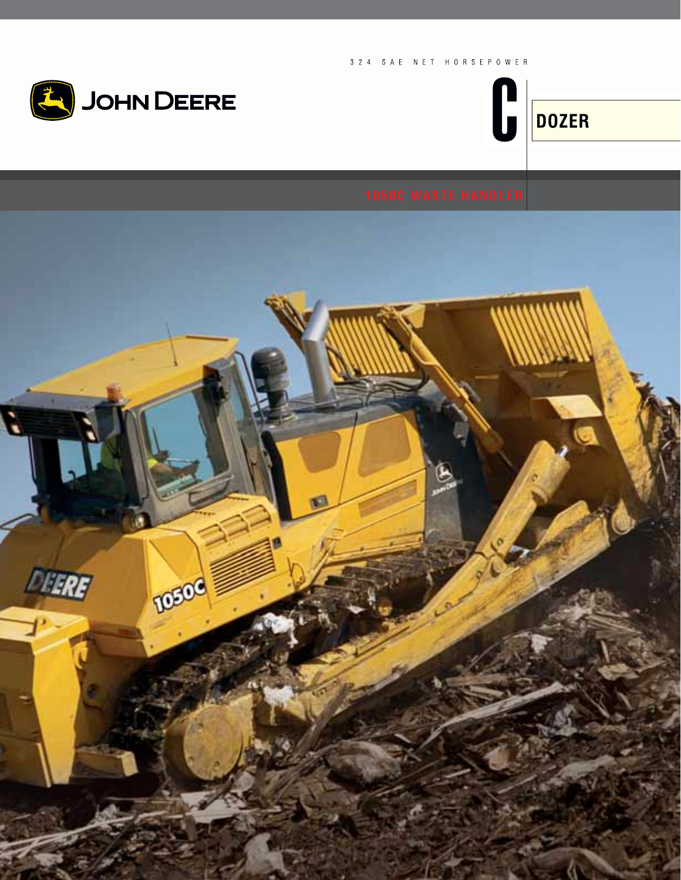JOHN DEERE

324 SAE NET HORSEPOWER

# C DOZER

## 1050C WASTE HANDLER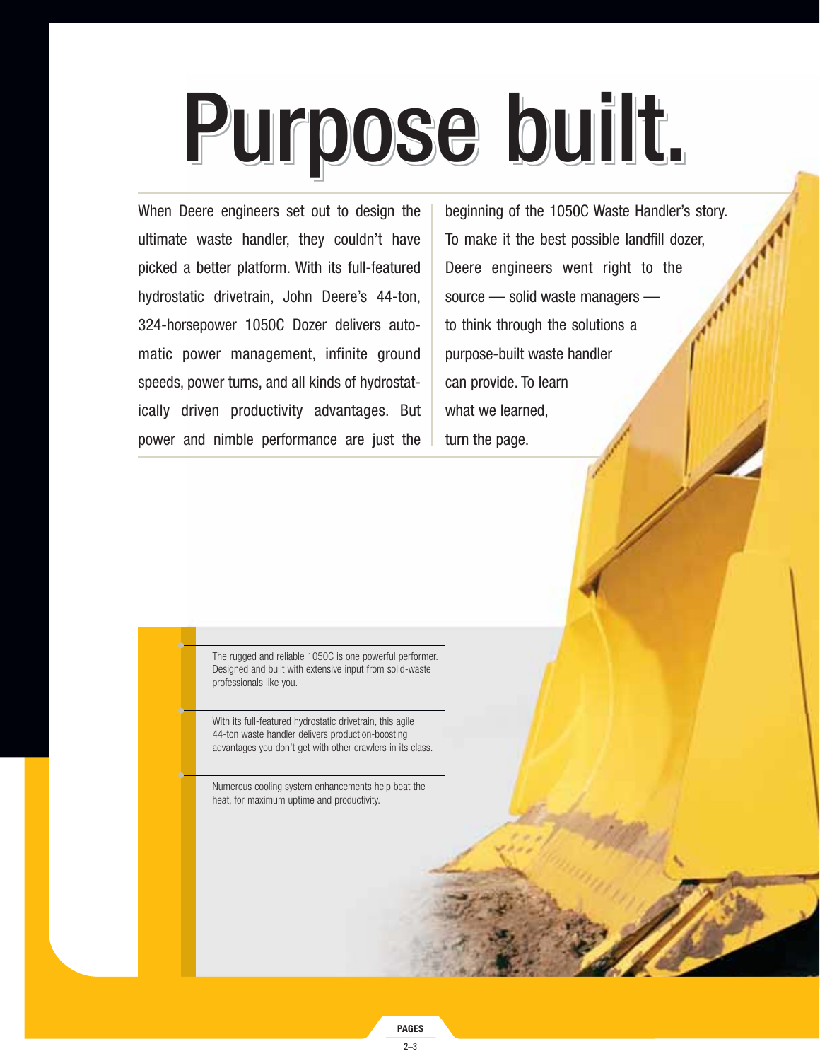# Purpose built.

When Deere engineers set out to design the ultimate waste handler, they couldn't have picked a better platform. With its full-featured hydrostatic drivetrain, John Deere's 44-ton, 324-horsepower 1050C Dozer delivers automatic power management, infinite ground speeds, power turns, and all kinds of hydrostatically driven productivity advantages. But power and nimble performance are just the beginning of the 1050C Waste Handler's story. To make it the best possible landfill dozer, Deere engineers went right to the source — solid waste managers — to think through the solutions a purpose-built waste handler can provide. To learn what we learned, turn the page.

The rugged and reliable 1050C is one powerful performer. Designed and built with extensive input from solid-waste professionals like you.

With its full-featured hydrostatic drivetrain, this agile 44-ton waste handler delivers production-boosting advantages you don't get with other crawlers in its class.

Numerous cooling system enhancements help beat the heat, for maximum uptime and productivity.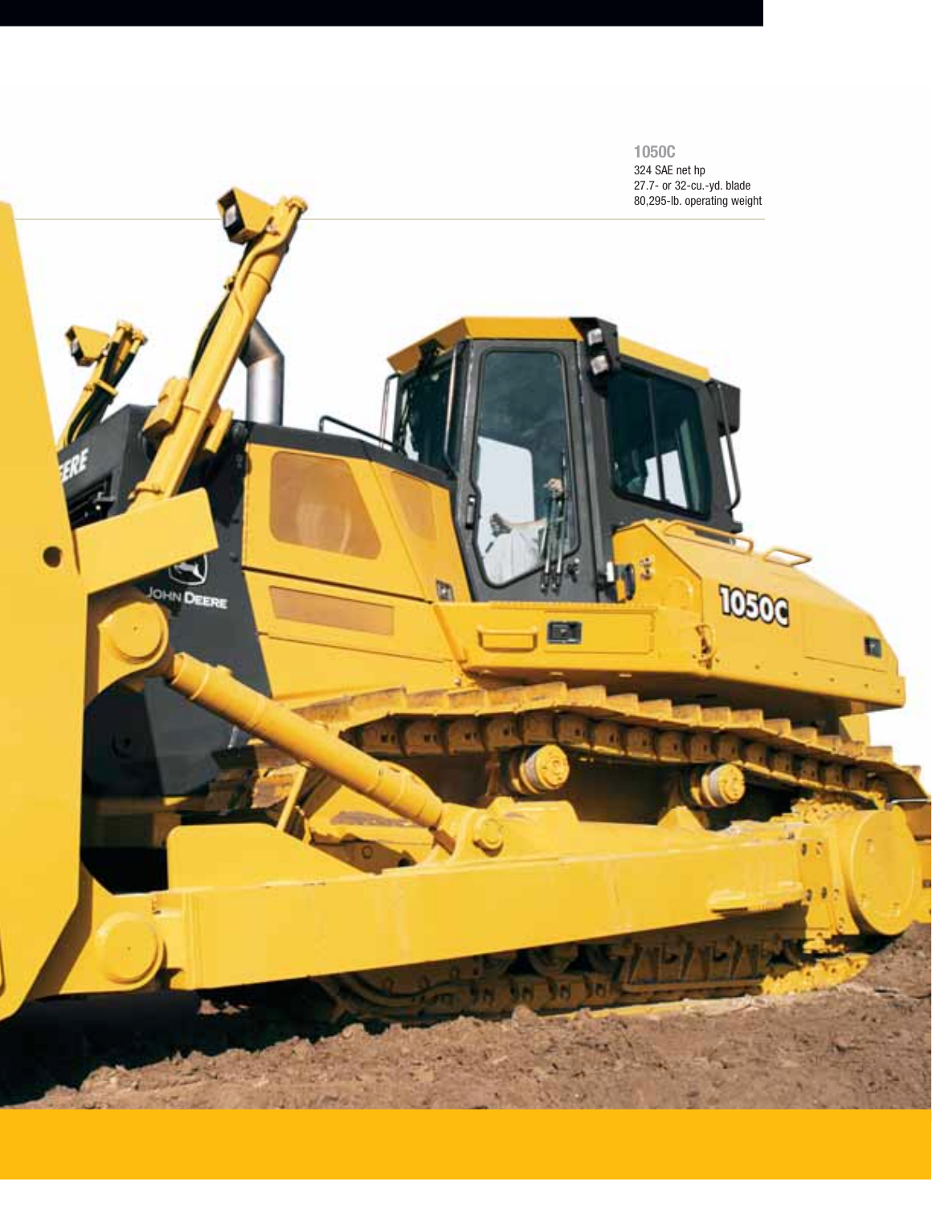**1050C**

324 SAE net hp

27.7- or 32-cu.-yd. blade

80,295-lb. operating weight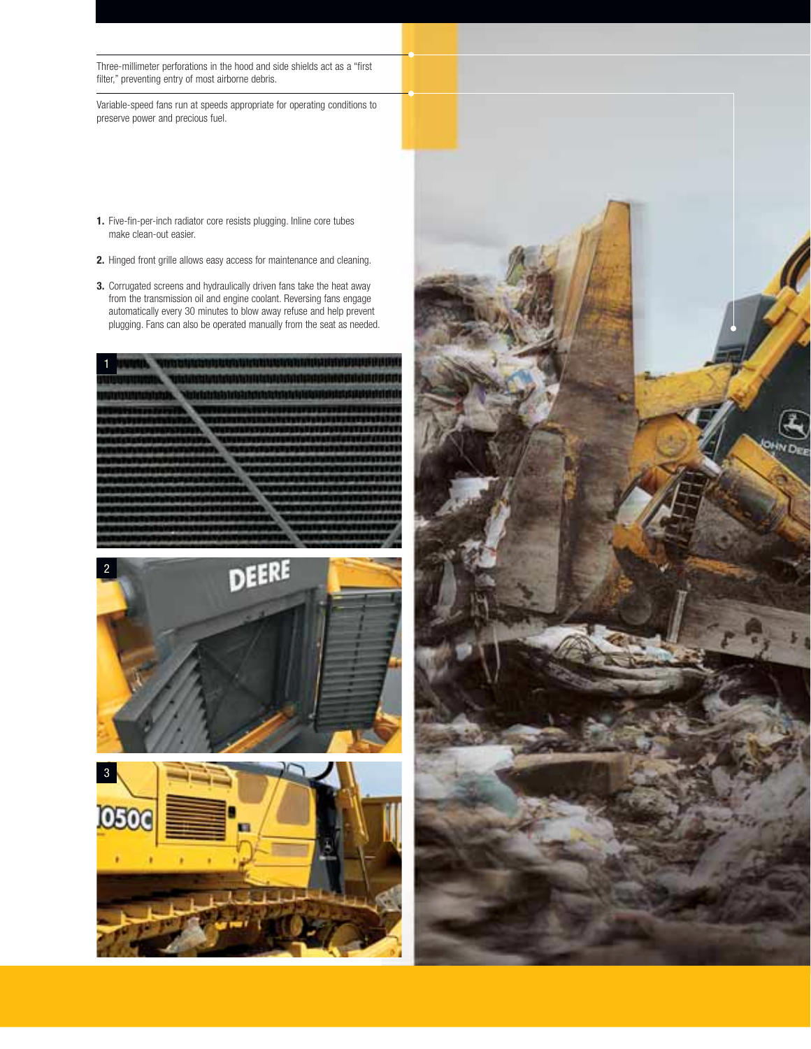Three-millimeter perforations in the hood and side shields act as a "first filter," preventing entry of most airborne debris.

Variable-speed fans run at speeds appropriate for operating conditions to preserve power and precious fuel.

1. Five-fin-per-inch radiator core resists plugging. Inline core tubes make clean-out easier.

2. Hinged front grille allows easy access for maintenance and cleaning.

3. Corrugated screens and hydraulically driven fans take the heat away from the transmission oil and engine coolant. Reversing fans engage automatically every 30 minutes to blow away refuse and help prevent plugging. Fans can also be operated manually from the seat as needed.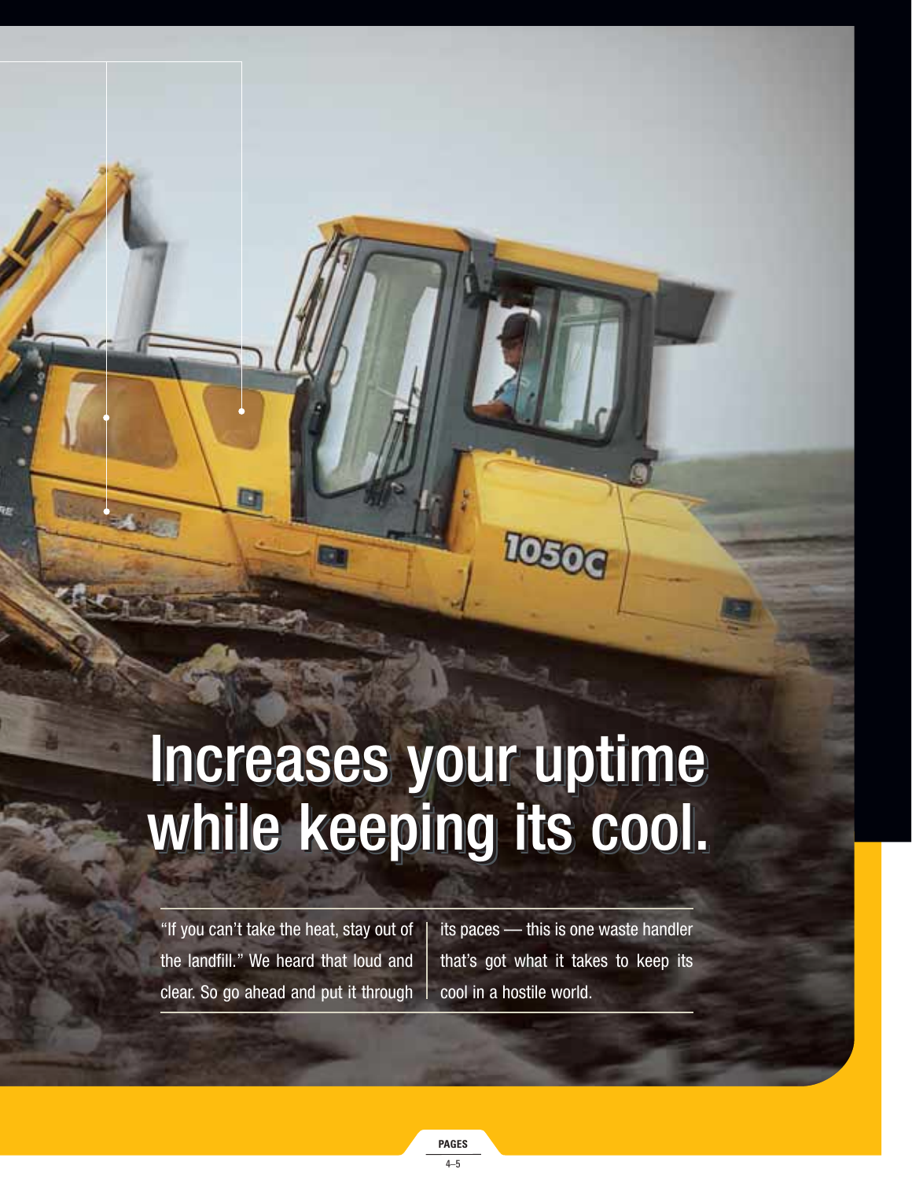# Increases your uptime while keeping its cool.

"If you can't take the heat, stay out of the landfill." We heard that loud and clear. So go ahead and put it through its paces — this is one waste handler that's got what it takes to keep its cool in a hostile world.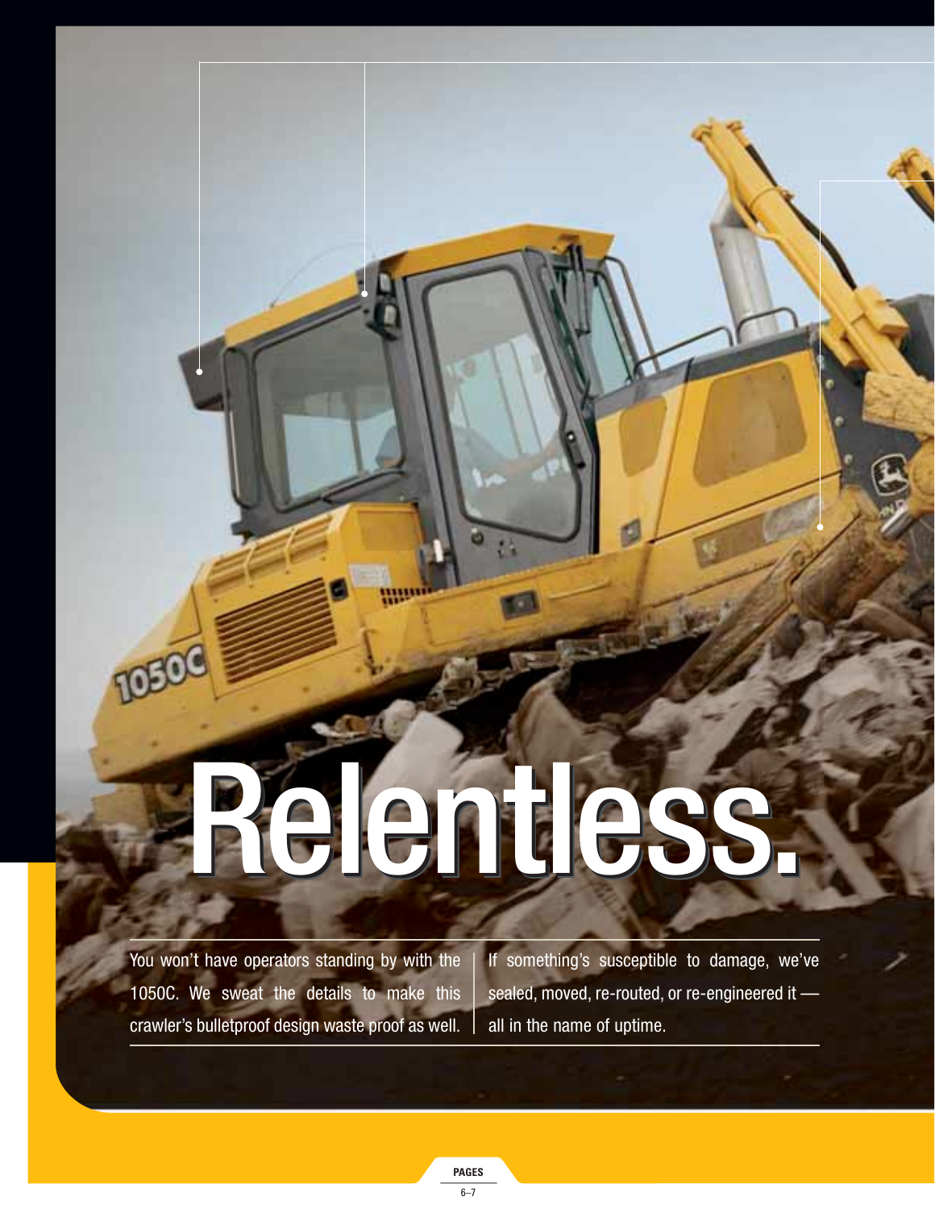# Relentless.

You won't have operators standing by with the 1050C. We sweat the details to make this crawler's bulletproof design waste proof as well.

If something's susceptible to damage, we've sealed, moved, re-routed, or re-engineered it — all in the name of uptime.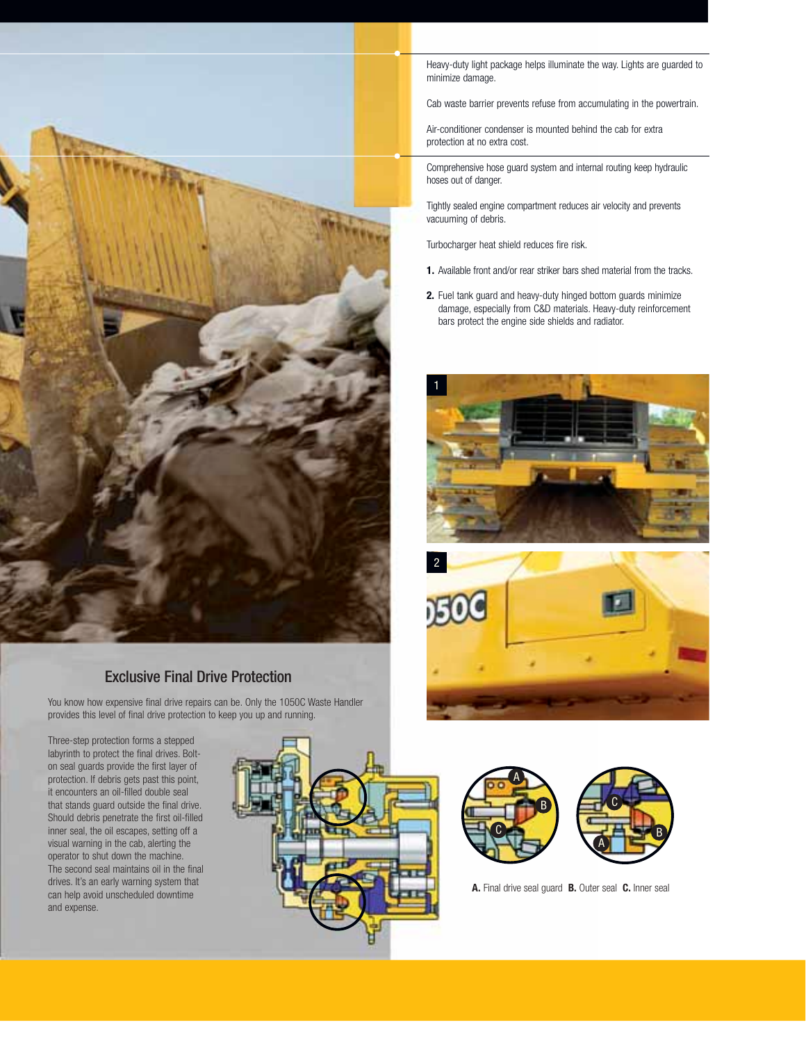Heavy-duty light package helps illuminate the way. Lights are guarded to minimize damage.

Cab waste barrier prevents refuse from accumulating in the powertrain.

Air-conditioner condenser is mounted behind the cab for extra protection at no extra cost.

Comprehensive hose guard system and internal routing keep hydraulic hoses out of danger.

Tightly sealed engine compartment reduces air velocity and prevents vacuuming of debris.

Turbocharger heat shield reduces fire risk.

1. Available front and/or rear striker bars shed material from the tracks.
2. Fuel tank guard and heavy-duty hinged bottom guards minimize damage, especially from C&D materials. Heavy-duty reinforcement bars protect the engine side shields and radiator.

## Exclusive Final Drive Protection

You know how expensive final drive repairs can be. Only the 1050C Waste Handler provides this level of final drive protection to keep you up and running.

Three-step protection forms a stepped labyrinth to protect the final drives. Bolt-on seal guards provide the first layer of protection. If debris gets past this point, it encounters an oil-filled double seal that stands guard outside the final drive. Should debris penetrate the first oil-filled inner seal, the oil escapes, setting off a visual warning in the cab, alerting the operator to shut down the machine. The second seal maintains oil in the final drives. It's an early warning system that can help avoid unscheduled downtime and expense.

**A.** Final drive seal guard **B.** Outer seal **C.** Inner seal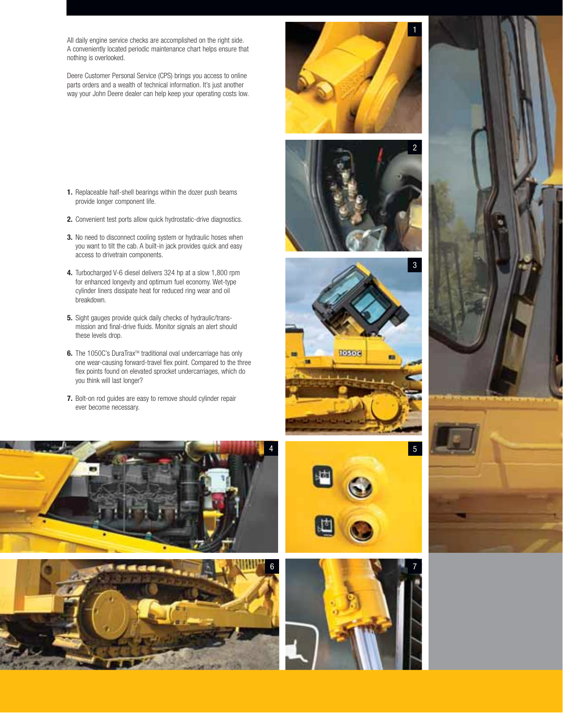All daily engine service checks are accomplished on the right side. A conveniently located periodic maintenance chart helps ensure that nothing is overlooked.

Deere Customer Personal Service (CPS) brings you access to online parts orders and a wealth of technical information. It's just another way your John Deere dealer can help keep your operating costs low.

1. Replaceable half-shell bearings within the dozer push beams provide longer component life.
2. Convenient test ports allow quick hydrostatic-drive diagnostics.
3. No need to disconnect cooling system or hydraulic hoses when you want to tilt the cab. A built-in jack provides quick and easy access to drivetrain components.
4. Turbocharged V-6 diesel delivers 324 hp at a slow 1,800 rpm for enhanced longevity and optimum fuel economy. Wet-type cylinder liners dissipate heat for reduced ring wear and oil breakdown.
5. Sight gauges provide quick daily checks of hydraulic/transmission and final-drive fluids. Monitor signals an alert should these levels drop.
6. The 1050C's DuraTrax™ traditional oval undercarriage has only one wear-causing forward-travel flex point. Compared to the three flex points found on elevated sprocket undercarriages, which do you think will last longer?
7. Bolt-on rod guides are easy to remove should cylinder repair ever become necessary.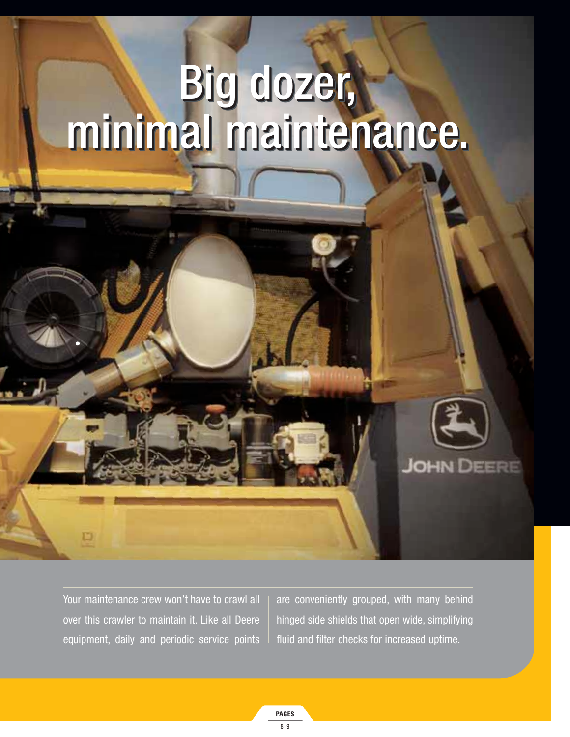# Big dozer, minimal maintenance.

Your maintenance crew won't have to crawl all over this crawler to maintain it. Like all Deere equipment, daily and periodic service points are conveniently grouped, with many behind hinged side shields that open wide, simplifying fluid and filter checks for increased uptime.

PAGES

8–9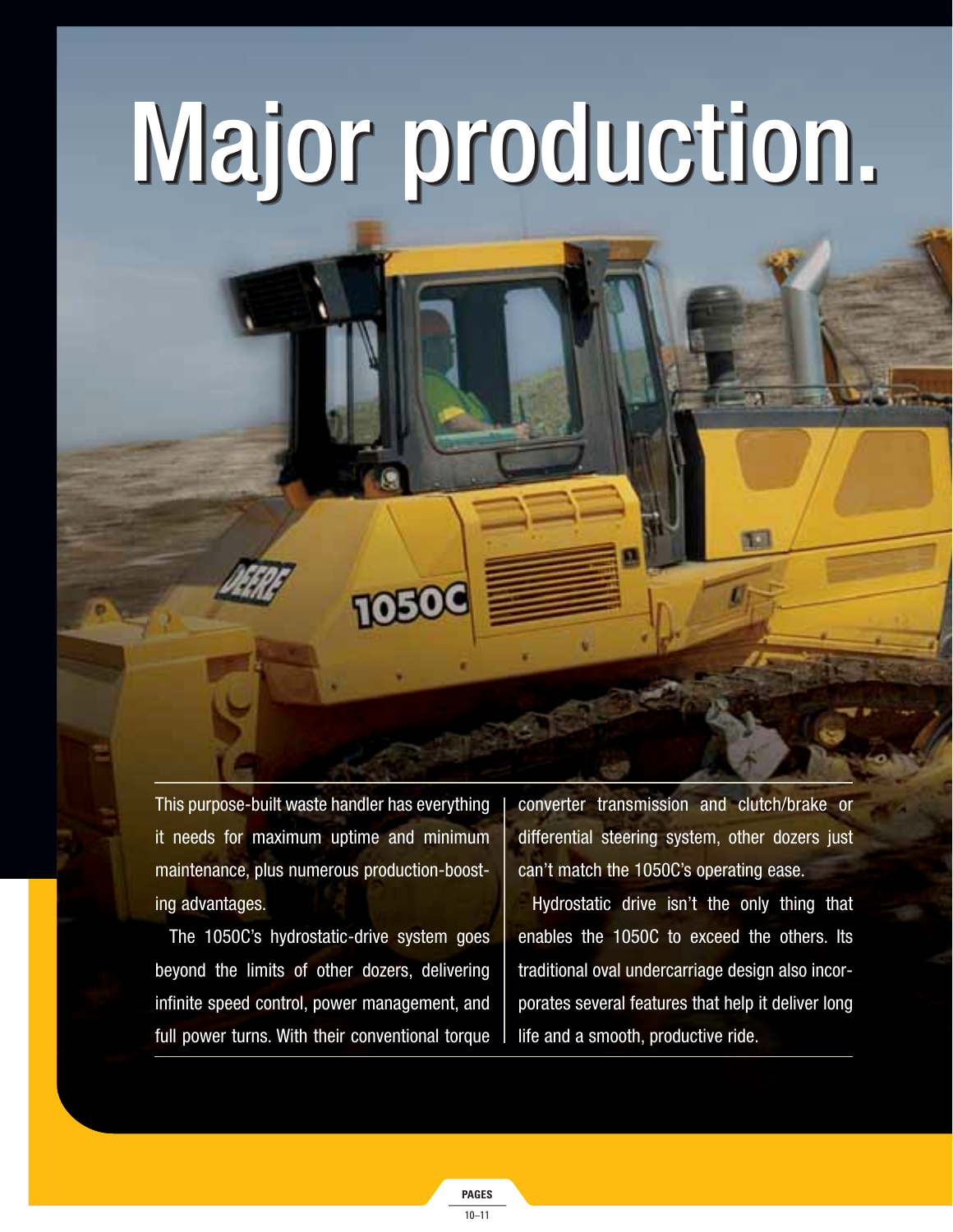# Major production.

This purpose-built waste handler has everything it needs for maximum uptime and minimum maintenance, plus numerous production-boosting advantages.

The 1050C's hydrostatic-drive system goes beyond the limits of other dozers, delivering infinite speed control, power management, and full power turns. With their conventional torque converter transmission and clutch/brake or differential steering system, other dozers just can't match the 1050C's operating ease.

Hydrostatic drive isn't the only thing that enables the 1050C to exceed the others. Its traditional oval undercarriage design also incorporates several features that help it deliver long life and a smooth, productive ride.

PAGES 10–11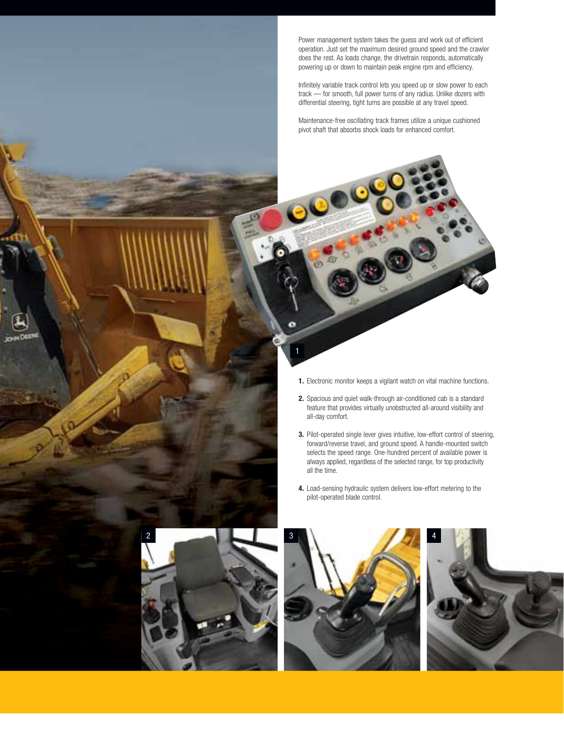Power management system takes the guess and work out of efficient operation. Just set the maximum desired ground speed and the crawler does the rest. As loads change, the drivetrain responds, automatically powering up or down to maintain peak engine rpm and efficiency.

Infinitely variable track control lets you speed up or slow power to each track — for smooth, full power turns of any radius. Unlike dozers with differential steering, tight turns are possible at any travel speed.

Maintenance-free oscillating track frames utilize a unique cushioned pivot shaft that absorbs shock loads for enhanced comfort.

1. Electronic monitor keeps a vigilant watch on vital machine functions.

2. Spacious and quiet walk-through air-conditioned cab is a standard feature that provides virtually unobstructed all-around visibility and all-day comfort.

3. Pilot-operated single lever gives intuitive, low-effort control of steering, forward/reverse travel, and ground speed. A handle-mounted switch selects the speed range. One-hundred percent of available power is always applied, regardless of the selected range, for top productivity all the time.

4. Load-sensing hydraulic system delivers low-effort metering to the pilot-operated blade control.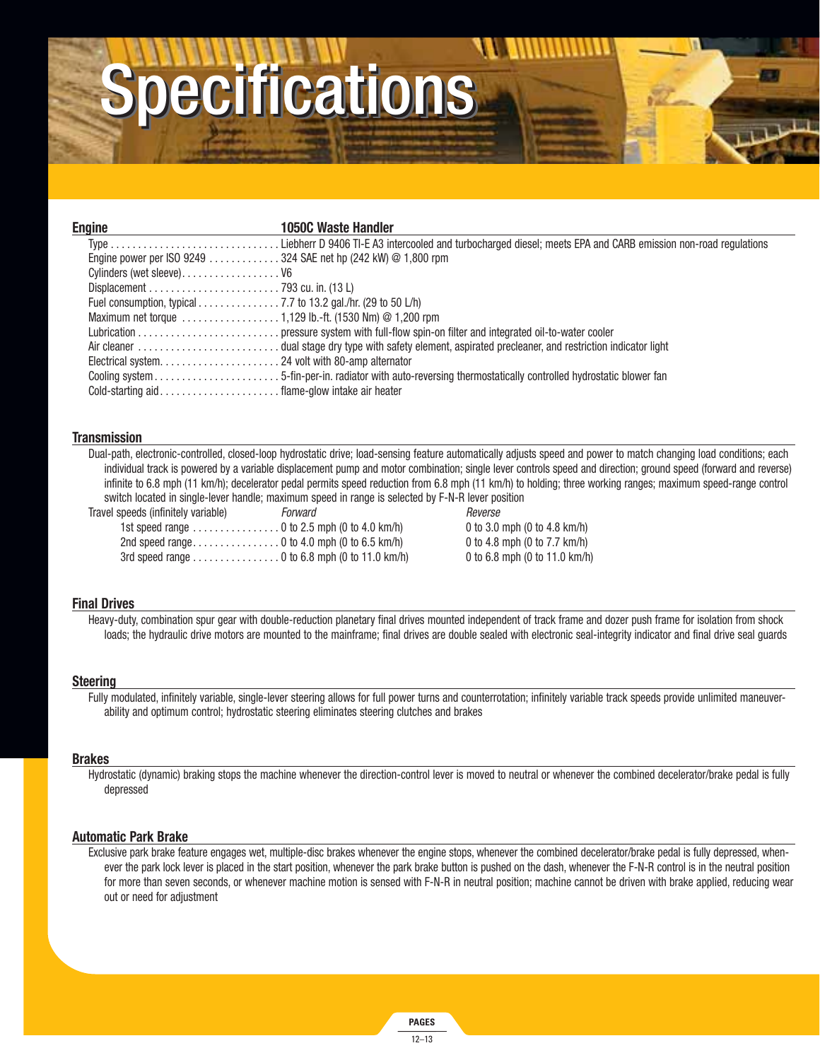# Specifications

## Engine

| Engine | 1050C Waste Handler |
|---|---|
| Type | Liebherr D 9406 TI-E A3 intercooled and turbocharged diesel; meets EPA and CARB emission non-road regulations |
| Engine power per ISO 9249 | 324 SAE net hp (242 kW) @ 1,800 rpm |
| Cylinders (wet sleeve) | V6 |
| Displacement | 793 cu. in. (13 L) |
| Fuel consumption, typical | 7.7 to 13.2 gal./hr. (29 to 50 L/h) |
| Maximum net torque | 1,129 lb.-ft. (1530 Nm) @ 1,200 rpm |
| Lubrication | pressure system with full-flow spin-on filter and integrated oil-to-water cooler |
| Air cleaner | dual stage dry type with safety element, aspirated precleaner, and restriction indicator light |
| Electrical system | 24 volt with 80-amp alternator |
| Cooling system | 5-fin-per-in. radiator with auto-reversing thermostatically controlled hydrostatic blower fan |
| Cold-starting aid | flame-glow intake air heater |

## Transmission

Dual-path, electronic-controlled, closed-loop hydrostatic drive; load-sensing feature automatically adjusts speed and power to match changing load conditions; each individual track is powered by a variable displacement pump and motor combination; single lever controls speed and direction; ground speed (forward and reverse) infinite to 6.8 mph (11 km/h); decelerator pedal permits speed reduction from 6.8 mph (11 km/h) to holding; three working ranges; maximum speed-range control switch located in single-lever handle; maximum speed in range is selected by F-N-R lever position

| Travel speeds (infinitely variable) | *Forward* | *Reverse* |
|---|---|---|
| 1st speed range | 0 to 2.5 mph (0 to 4.0 km/h) | 0 to 3.0 mph (0 to 4.8 km/h) |
| 2nd speed range | 0 to 4.0 mph (0 to 6.5 km/h) | 0 to 4.8 mph (0 to 7.7 km/h) |
| 3rd speed range | 0 to 6.8 mph (0 to 11.0 km/h) | 0 to 6.8 mph (0 to 11.0 km/h) |

## Final Drives

Heavy-duty, combination spur gear with double-reduction planetary final drives mounted independent of track frame and dozer push frame for isolation from shock loads; the hydraulic drive motors are mounted to the mainframe; final drives are double sealed with electronic seal-integrity indicator and final drive seal guards

## Steering

Fully modulated, infinitely variable, single-lever steering allows for full power turns and counterrotation; infinitely variable track speeds provide unlimited maneuverability and optimum control; hydrostatic steering eliminates steering clutches and brakes

## Brakes

Hydrostatic (dynamic) braking stops the machine whenever the direction-control lever is moved to neutral or whenever the combined decelerator/brake pedal is fully depressed

## Automatic Park Brake

Exclusive park brake feature engages wet, multiple-disc brakes whenever the engine stops, whenever the combined decelerator/brake pedal is fully depressed, whenever the park lock lever is placed in the start position, whenever the park brake button is pushed on the dash, whenever the F-N-R control is in the neutral position for more than seven seconds, or whenever machine motion is sensed with F-N-R in neutral position; machine cannot be driven with brake applied, reducing wear out or need for adjustment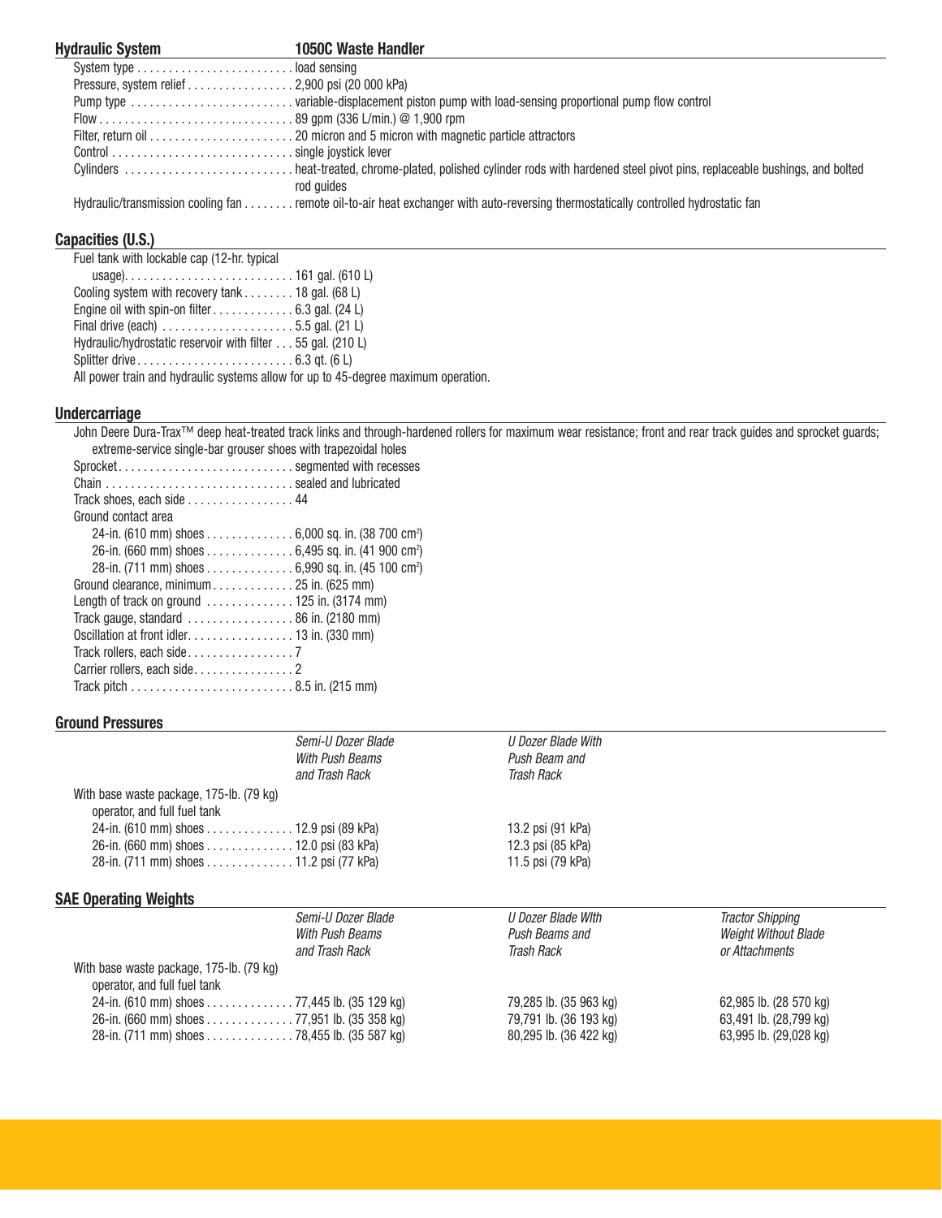## Hydraulic System — 1050C Waste Handler

| | |
|---|---|
| System type | load sensing |
| Pressure, system relief | 2,900 psi (20 000 kPa) |
| Pump type | variable-displacement piston pump with load-sensing proportional pump flow control |
| Flow | 89 gpm (336 L/min.) @ 1,900 rpm |
| Filter, return oil | 20 micron and 5 micron with magnetic particle attractors |
| Control | single joystick lever |
| Cylinders | heat-treated, chrome-plated, polished cylinder rods with hardened steel pivot pins, replaceable bushings, and bolted rod guides |
| Hydraulic/transmission cooling fan | remote oil-to-air heat exchanger with auto-reversing thermostatically controlled hydrostatic fan |

## Capacities (U.S.)

| | |
|---|---|
| Fuel tank with lockable cap (12-hr. typical usage) | 161 gal. (610 L) |
| Cooling system with recovery tank | 18 gal. (68 L) |
| Engine oil with spin-on filter | 6.3 gal. (24 L) |
| Final drive (each) | 5.5 gal. (21 L) |
| Hydraulic/hydrostatic reservoir with filter | 55 gal. (210 L) |
| Splitter drive | 6.3 qt. (6 L) |

All power train and hydraulic systems allow for up to 45-degree maximum operation.

## Undercarriage

John Deere Dura-Trax™ deep heat-treated track links and through-hardened rollers for maximum wear resistance; front and rear track guides and sprocket guards; extreme-service single-bar grouser shoes with trapezoidal holes

| | |
|---|---|
| Sprocket | segmented with recesses |
| Chain | sealed and lubricated |
| Track shoes, each side | 44 |
| Ground contact area | |
| 24-in. (610 mm) shoes | 6,000 sq. in. (38 700 cm²) |
| 26-in. (660 mm) shoes | 6,495 sq. in. (41 900 cm²) |
| 28-in. (711 mm) shoes | 6,990 sq. in. (45 100 cm²) |
| Ground clearance, minimum | 25 in. (625 mm) |
| Length of track on ground | 125 in. (3174 mm) |
| Track gauge, standard | 86 in. (2180 mm) |
| Oscillation at front idler | 13 in. (330 mm) |
| Track rollers, each side | 7 |
| Carrier rollers, each side | 2 |
| Track pitch | 8.5 in. (215 mm) |

## Ground Pressures

| | *Semi-U Dozer Blade With Push Beams and Trash Rack* | *U Dozer Blade With Push Beam and Trash Rack* |
|---|---|---|
| With base waste package, 175-lb. (79 kg) operator, and full fuel tank | | |
| 24-in. (610 mm) shoes | 12.9 psi (89 kPa) | 13.2 psi (91 kPa) |
| 26-in. (660 mm) shoes | 12.0 psi (83 kPa) | 12.3 psi (85 kPa) |
| 28-in. (711 mm) shoes | 11.2 psi (77 kPa) | 11.5 psi (79 kPa) |

## SAE Operating Weights

| | *Semi-U Dozer Blade With Push Beams and Trash Rack* | *U Dozer Blade With Push Beams and Trash Rack* | *Tractor Shipping Weight Without Blade or Attachments* |
|---|---|---|---|
| With base waste package, 175-lb. (79 kg) operator, and full fuel tank | | | |
| 24-in. (610 mm) shoes | 77,445 lb. (35 129 kg) | 79,285 lb. (35 963 kg) | 62,985 lb. (28 570 kg) |
| 26-in. (660 mm) shoes | 77,951 lb. (35 358 kg) | 79,791 lb. (36 193 kg) | 63,491 lb. (28,799 kg) |
| 28-in. (711 mm) shoes | 78,455 lb. (35 587 kg) | 80,295 lb. (36 422 kg) | 63,995 lb. (29,028 kg) |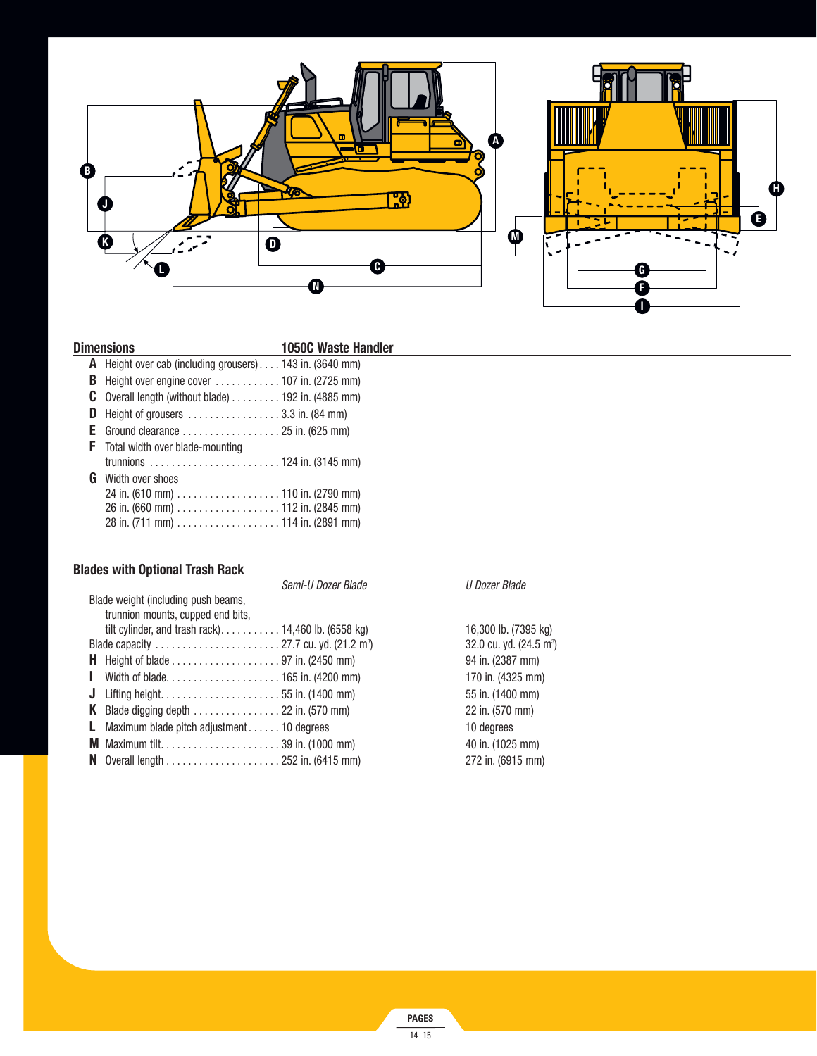## Dimensions

| | | 1050C Waste Handler |
|---|---|---|
| **A** | Height over cab (including grousers) | 143 in. (3640 mm) |
| **B** | Height over engine cover | 107 in. (2725 mm) |
| **C** | Overall length (without blade) | 192 in. (4885 mm) |
| **D** | Height of grousers | 3.3 in. (84 mm) |
| **E** | Ground clearance | 25 in. (625 mm) |
| **F** | Total width over blade-mounting trunnions | 124 in. (3145 mm) |
| **G** | Width over shoes | |
| | 24 in. (610 mm) | 110 in. (2790 mm) |
| | 26 in. (660 mm) | 112 in. (2845 mm) |
| | 28 in. (711 mm) | 114 in. (2891 mm) |

## Blades with Optional Trash Rack

| | | *Semi-U Dozer Blade* | *U Dozer Blade* |
|---|---|---|---|
| | Blade weight (including push beams, trunnion mounts, cupped end bits, tilt cylinder, and trash rack) | 14,460 lb. (6558 kg) | 16,300 lb. (7395 kg) |
| | Blade capacity | 27.7 cu. yd. (21.2 $m^3$) | 32.0 cu. yd. (24.5 $m^3$) |
| **H** | Height of blade | 97 in. (2450 mm) | 94 in. (2387 mm) |
| **I** | Width of blade | 165 in. (4200 mm) | 170 in. (4325 mm) |
| **J** | Lifting height | 55 in. (1400 mm) | 55 in. (1400 mm) |
| **K** | Blade digging depth | 22 in. (570 mm) | 22 in. (570 mm) |
| **L** | Maximum blade pitch adjustment | 10 degrees | 10 degrees |
| **M** | Maximum tilt | 39 in. (1000 mm) | 40 in. (1025 mm) |
| **N** | Overall length | 252 in. (6415 mm) | 272 in. (6915 mm) |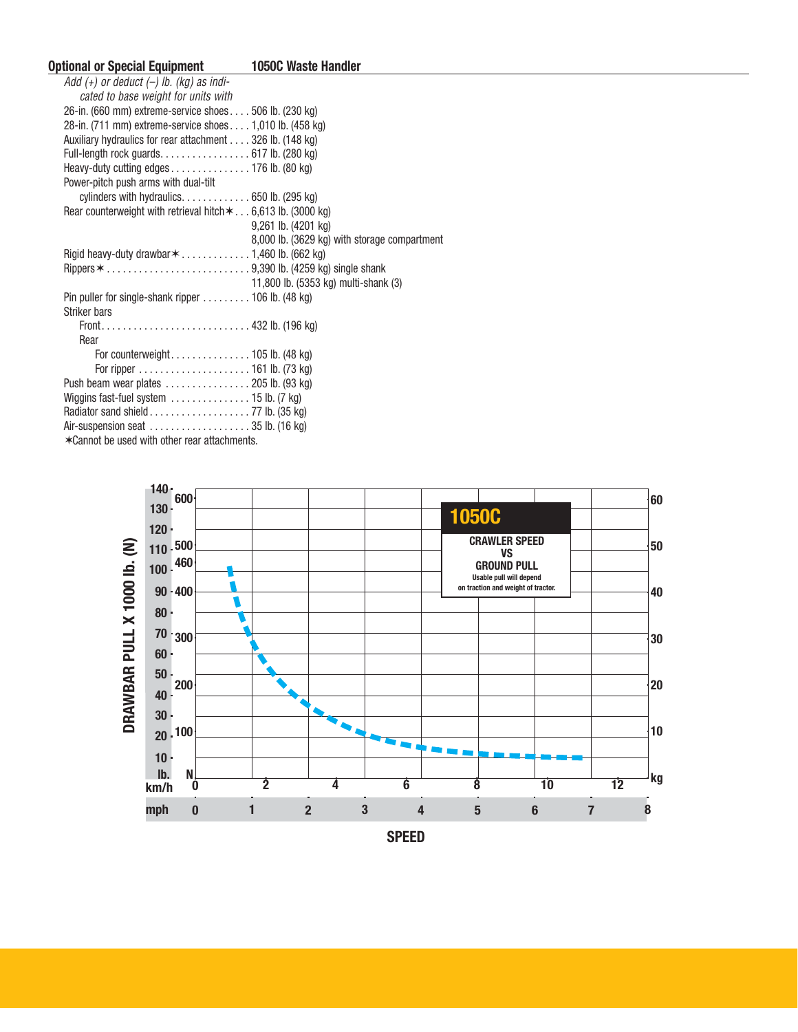| Optional or Special Equipment | 1050C Waste Handler |
|---|---|
| *Add (+) or deduct (–) lb. (kg) as indicated to base weight for units with* | |
| 26-in. (660 mm) extreme-service shoes | 506 lb. (230 kg) |
| 28-in. (711 mm) extreme-service shoes | 1,010 lb. (458 kg) |
| Auxiliary hydraulics for rear attachment | 326 lb. (148 kg) |
| Full-length rock guards | 617 lb. (280 kg) |
| Heavy-duty cutting edges | 176 lb. (80 kg) |
| Power-pitch push arms with dual-tilt cylinders with hydraulics | 650 lb. (295 kg) |
| Rear counterweight with retrieval hitch✶ | 6,613 lb. (3000 kg) |
| | 9,261 lb. (4201 kg) |
| | 8,000 lb. (3629 kg) with storage compartment |
| Rigid heavy-duty drawbar✶ | 1,460 lb. (662 kg) |
| Rippers✶ | 9,390 lb. (4259 kg) single shank |
| | 11,800 lb. (5353 kg) multi-shank (3) |
| Pin puller for single-shank ripper | 106 lb. (48 kg) |
| Striker bars | |
| Front | 432 lb. (196 kg) |
| Rear | |
| For counterweight | 105 lb. (48 kg) |
| For ripper | 161 lb. (73 kg) |
| Push beam wear plates | 205 lb. (93 kg) |
| Wiggins fast-fuel system | 15 lb. (7 kg) |
| Radiator sand shield | 77 lb. (35 kg) |
| Air-suspension seat | 35 lb. (16 kg) |

✶Cannot be used with other rear attachments.

**1050C**

**CRAWLER SPEED VS GROUND PULL**

Usable pull will depend on traction and weight of tractor.

DRAWBAR PULL X 1000 lb. (N)

lb.: 10, 20, 30, 40, 50, 60, 70, 80, 90, 100, 110, 120, 130, 140

N: 100, 200, 300, 400, 460, 500, 600

kg: 10, 20, 30, 40, 50, 60

km/h: 0, 2, 4, 6, 8, 10, 12

mph: 0, 1, 2, 3, 4, 5, 6, 7, 8

SPEED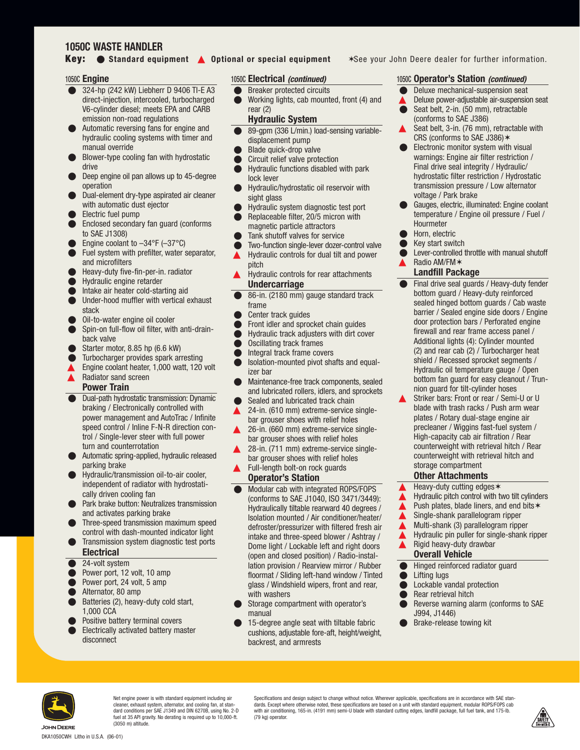# 1050C WASTE HANDLER

**Key:** ● Standard equipment ▲ Optional or special equipment ✶See your John Deere dealer for further information.

## 1050C Engine

- ● 324-hp (242 kW) Liebherr D 9406 TI-E A3 direct-injection, intercooled, turbocharged V6-cylinder diesel; meets EPA and CARB emission non-road regulations
- ● Automatic reversing fans for engine and hydraulic cooling systems with timer and manual override
- ● Blower-type cooling fan with hydrostatic drive
- ● Deep engine oil pan allows up to 45-degree operation
- ● Dual-element dry-type aspirated air cleaner with automatic dust ejector
- ● Electric fuel pump
- ● Enclosed secondary fan guard (conforms to SAE J1308)
- ● Engine coolant to –34°F (–37°C)
- ● Fuel system with prefilter, water separator, and microfilters
- ● Heavy-duty five-fin-per-in. radiator
- ● Hydraulic engine retarder
- ● Intake air heater cold-starting aid
- ● Under-hood muffler with vertical exhaust stack
- ● Oil-to-water engine oil cooler
- ● Spin-on full-flow oil filter, with anti-drain-back valve
- ● Starter motor, 8.85 hp (6.6 kW)
- ● Turbocharger provides spark arresting
- ▲ Engine coolant heater, 1,000 watt, 120 volt
- ▲ Radiator sand screen

### Power Train

- ● Dual-path hydrostatic transmission: Dynamic braking / Electronically controlled with power management and AutoTrac / Infinite speed control / Inline F-N-R direction control / Single-lever steer with full power turn and counterrotation
- ● Automatic spring-applied, hydraulic released parking brake
- ● Hydraulic/transmission oil-to-air cooler, independent of radiator with hydrostatically driven cooling fan
- ● Park brake button: Neutralizes transmission and activates parking brake
- ● Three-speed transmission maximum speed control with dash-mounted indicator light
- ● Transmission system diagnostic test ports

### Electrical

- ● 24-volt system
- ● Power port, 12 volt, 10 amp
- ● Power port, 24 volt, 5 amp
- ● Alternator, 80 amp
- ● Batteries (2), heavy-duty cold start, 1,000 CCA
- ● Positive battery terminal covers
- ● Electrically activated battery master disconnect

## 1050C Electrical *(continued)*

- ● Breaker protected circuits
- ● Working lights, cab mounted, front (4) and rear (2)

### Hydraulic System

- ● 89-gpm (336 L/min.) load-sensing variable-displacement pump
- ● Blade quick-drop valve
- ● Circuit relief valve protection
- ● Hydraulic functions disabled with park lock lever
- ● Hydraulic/hydrostatic oil reservoir with sight glass
- ● Hydraulic system diagnostic test port
- ● Replaceable filter, 20/5 micron with magnetic particle attractors
- ● Tank shutoff valves for service
- ● Two-function single-lever dozer-control valve
- ▲ Hydraulic controls for dual tilt and power pitch
- ▲ Hydraulic controls for rear attachments

### Undercarriage

- ● 86-in. (2180 mm) gauge standard track frame
- ● Center track guides
- ● Front idler and sprocket chain guides
- ● Hydraulic track adjusters with dirt cover
- ● Oscillating track frames
- ● Integral track frame covers
- ● Isolation-mounted pivot shafts and equalizer bar
- ● Maintenance-free track components, sealed and lubricated rollers, idlers, and sprockets
- ● Sealed and lubricated track chain
- ▲ 24-in. (610 mm) extreme-service single-bar grouser shoes with relief holes
- ▲ 26-in. (660 mm) extreme-service single-bar grouser shoes with relief holes
- ▲ 28-in. (711 mm) extreme-service single-bar grouser shoes with relief holes
- ▲ Full-length bolt-on rock guards

### Operator's Station

- ● Modular cab with integrated ROPS/FOPS (conforms to SAE J1040, ISO 3471/3449): Hydraulically tiltable rearward 40 degrees / Isolation mounted / Air conditioner/heater/defroster/pressurizer with filtered fresh air intake and three-speed blower / Ashtray / Dome light / Lockable left and right doors (open and closed position) / Radio-installation provision / Rearview mirror / Rubber floormat / Sliding left-hand window / Tinted glass / Windshield wipers, front and rear, with washers
- ● Storage compartment with operator's manual
- ● 15-degree angle seat with tiltable fabric cushions, adjustable fore-aft, height/weight, backrest, and armrests

## 1050C Operator's Station *(continued)*

- ● Deluxe mechanical-suspension seat
- ▲ Deluxe power-adjustable air-suspension seat
- ● Seat belt, 2-in. (50 mm), retractable (conforms to SAE J386)
- ▲ Seat belt, 3-in. (76 mm), retractable with CRS (conforms to SAE J386)✶
- ● Electronic monitor system with visual warnings: Engine air filter restriction / Final drive seal integrity / Hydraulic/hydrostatic filter restriction / Hydrostatic transmission pressure / Low alternator voltage / Park brake
- ● Gauges, electric, illuminated: Engine coolant temperature / Engine oil pressure / Fuel / Hourmeter
- ● Horn, electric
- ● Key start switch
- ● Lever-controlled throttle with manual shutoff
- ▲ Radio AM/FM✶

### Landfill Package

- ● Final drive seal guards / Heavy-duty fender bottom guard / Heavy-duty reinforced sealed hinged bottom guards / Cab waste barrier / Sealed engine side doors / Engine door protection bars / Perforated engine firewall and rear frame access panel / Additional lights (4): Cylinder mounted (2) and rear cab (2) / Turbocharger heat shield / Recessed sprocket segments / Hydraulic oil temperature gauge / Open bottom fan guard for easy cleanout / Trunnion guard for tilt-cylinder hoses
- ▲ Striker bars: Front or rear / Semi-U or U blade with trash racks / Push arm wear plates / Rotary dual-stage engine air precleaner / Wiggins fast-fuel system / High-capacity cab air filtration / Rear counterweight with retrieval hitch / Rear counterweight with retrieval hitch and storage compartment

### Other Attachments

- ▲ Heavy-duty cutting edges✶
- ▲ Hydraulic pitch control with two tilt cylinders
- ▲ Push plates, blade liners, and end bits✶
- ▲ Single-shank parallelogram ripper
- ▲ Multi-shank (3) parallelogram ripper
- ▲ Hydraulic pin puller for single-shank ripper
- ▲ Rigid heavy-duty drawbar

### Overall Vehicle

- ● Hinged reinforced radiator guard
- ● Lifting lugs
- ● Lockable vandal protection
- ● Rear retrieval hitch
- ● Reverse warning alarm (conforms to SAE J994, J1446)
- ● Brake-release towing kit

Net engine power is with standard equipment including air cleaner, exhaust system, alternator, and cooling fan, at standard conditions per SAE J1349 and DIN 6270B, using No. 2-D fuel at 35 API gravity. No derating is required up to 10,000-ft. (3050 m) altitude.

Specifications and design subject to change without notice. Wherever applicable, specifications are in accordance with SAE standards. Except where otherwise noted, these specifications are based on a unit with standard equipment, modular ROPS/FOPS cab with air conditioning, 165-in. (4191 mm) semi-U blade with standard cutting edges, landfill package, full fuel tank, and 175-lb. (79 kg) operator.

JOHN DEERE

DKA1050CWH Litho in U.S.A. (06-01)